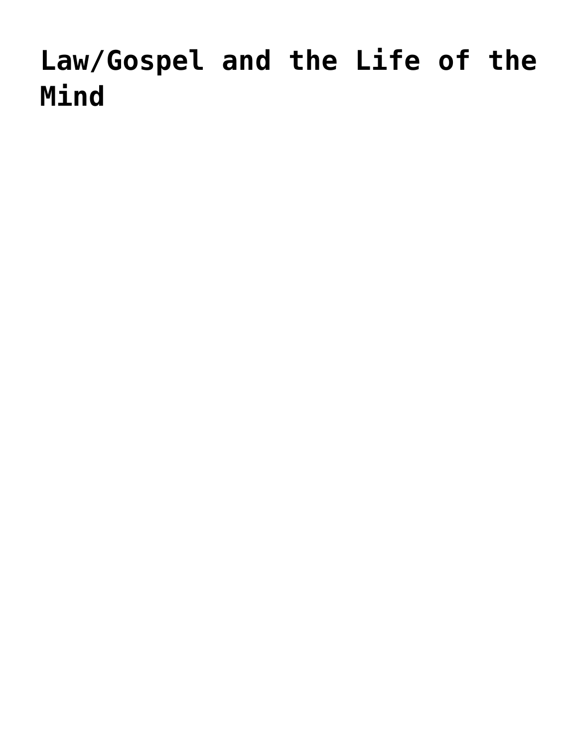# Law/Gospel and the Life of the Mind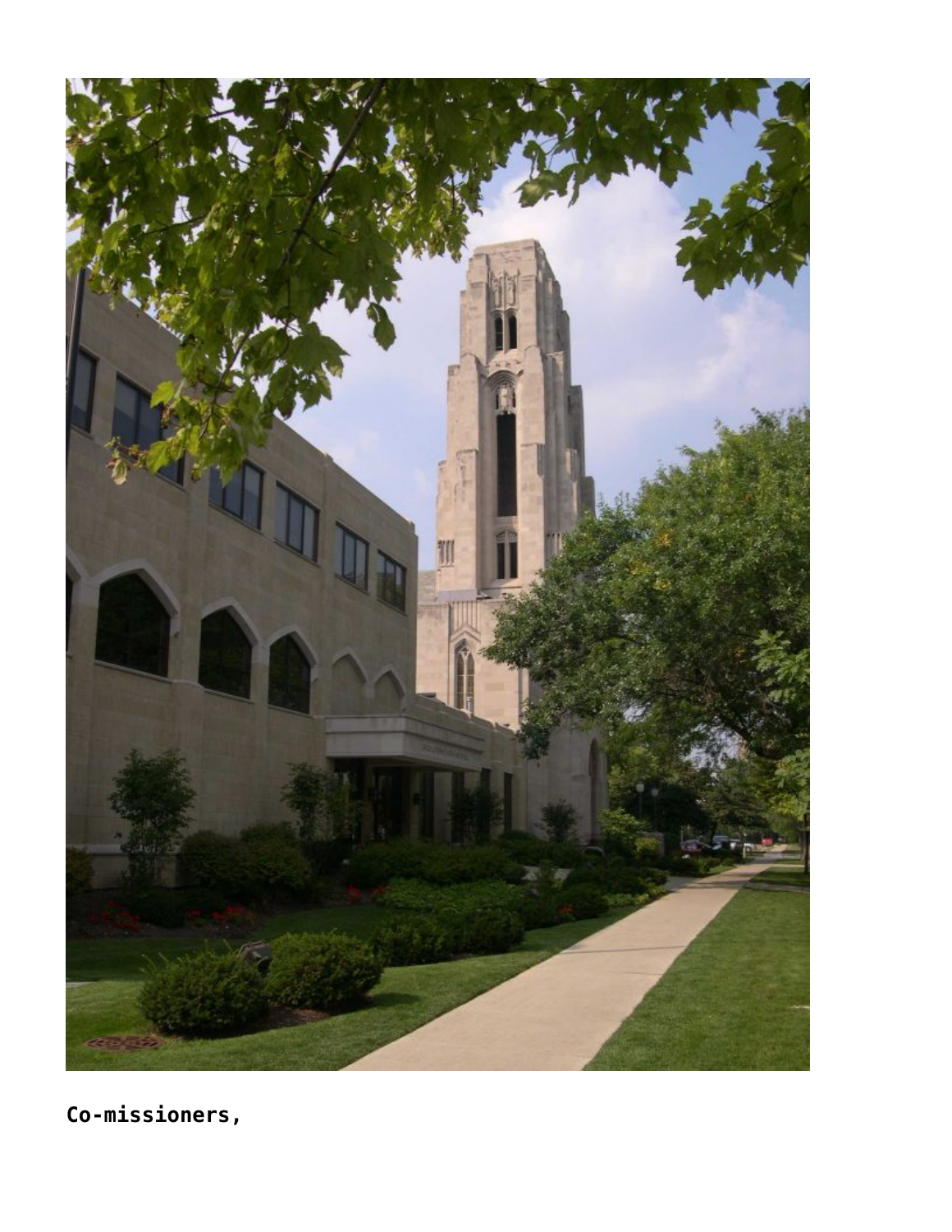**Co-missioners,**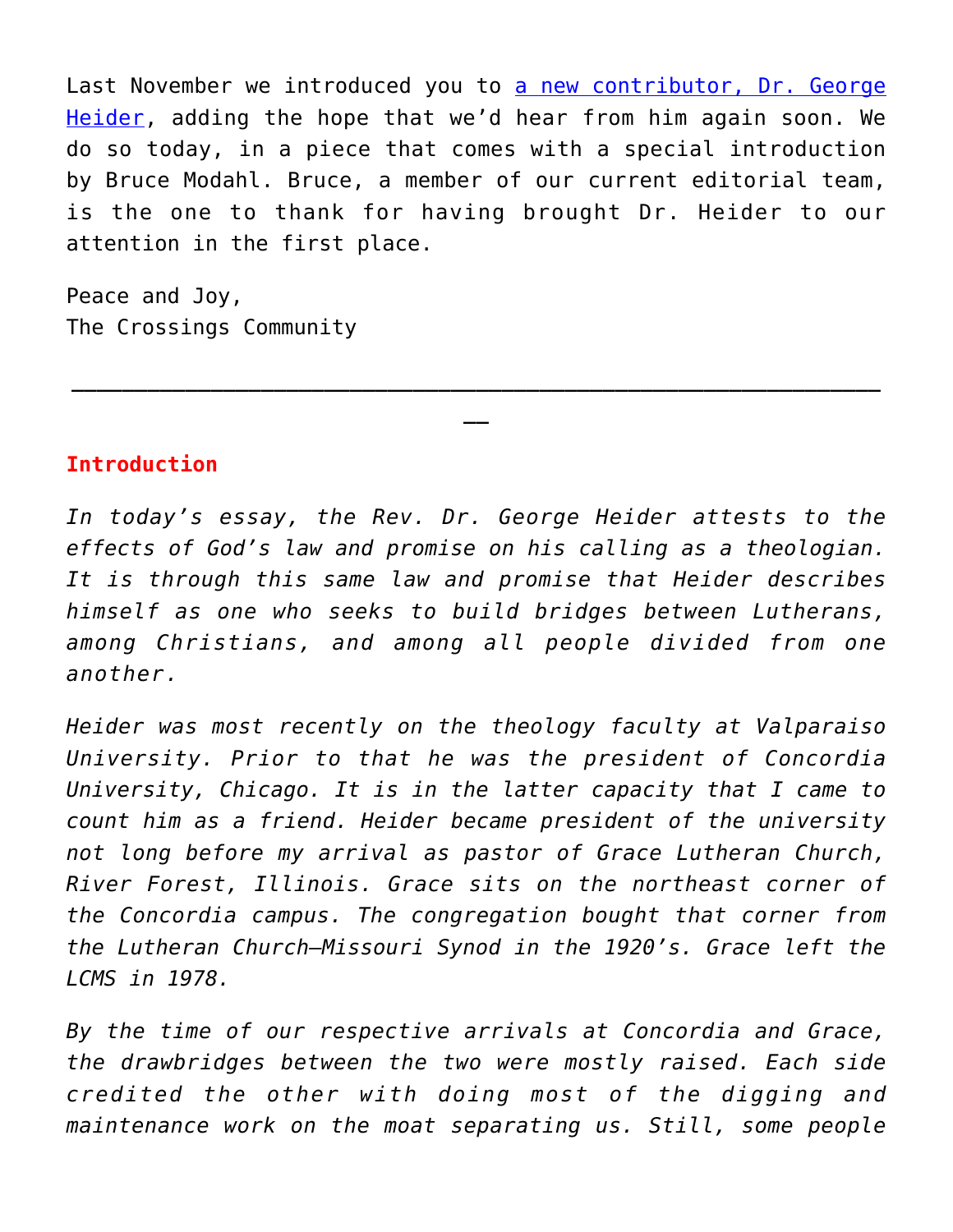Last November we introduced you to [a new contributor, Dr. George Heider](), adding the hope that we'd hear from him again soon. We do so today, in a piece that comes with a special introduction by Bruce Modahl. Bruce, a member of our current editorial team, is the one to thank for having brought Dr. Heider to our attention in the first place.

Peace and Joy,
The Crossings Community

---

**Introduction**

*In today's essay, the Rev. Dr. George Heider attests to the effects of God's law and promise on his calling as a theologian. It is through this same law and promise that Heider describes himself as one who seeks to build bridges between Lutherans, among Christians, and among all people divided from one another.*

*Heider was most recently on the theology faculty at Valparaiso University. Prior to that he was the president of Concordia University, Chicago. It is in the latter capacity that I came to count him as a friend. Heider became president of the university not long before my arrival as pastor of Grace Lutheran Church, River Forest, Illinois. Grace sits on the northeast corner of the Concordia campus. The congregation bought that corner from the Lutheran Church—Missouri Synod in the 1920's. Grace left the LCMS in 1978.*

*By the time of our respective arrivals at Concordia and Grace, the drawbridges between the two were mostly raised. Each side credited the other with doing most of the digging and maintenance work on the moat separating us. Still, some people*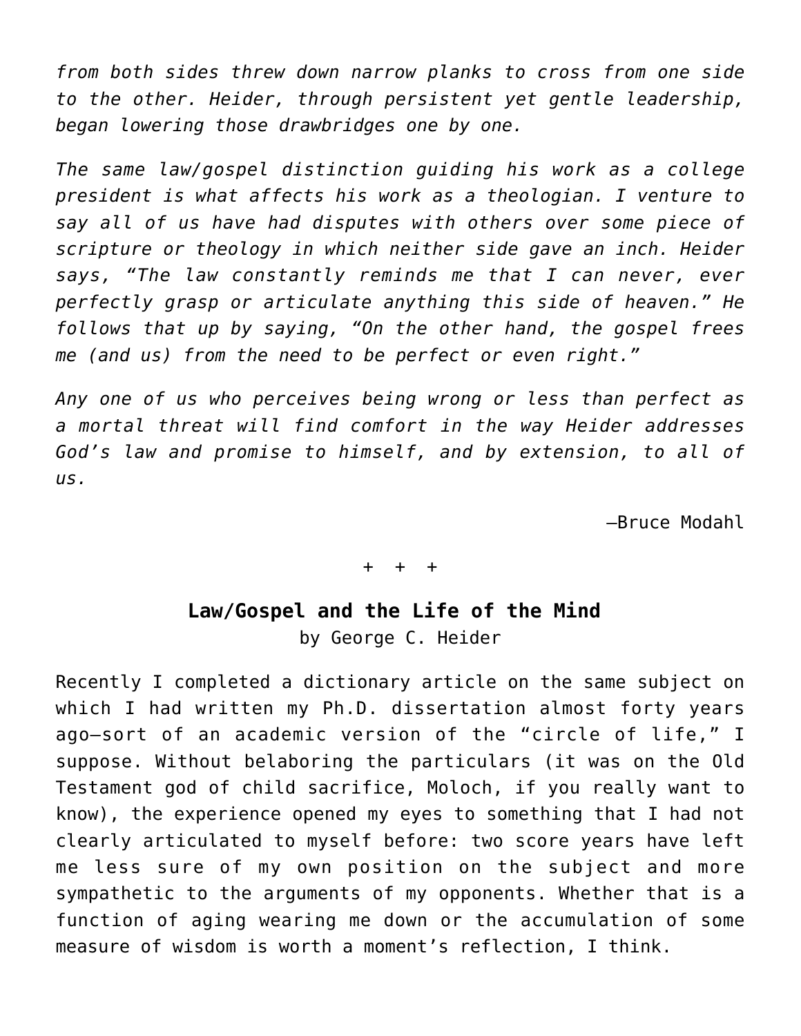*from both sides threw down narrow planks to cross from one side to the other. Heider, through persistent yet gentle leadership, began lowering those drawbridges one by one.*

*The same law/gospel distinction guiding his work as a college president is what affects his work as a theologian. I venture to say all of us have had disputes with others over some piece of scripture or theology in which neither side gave an inch. Heider says, "The law constantly reminds me that I can never, ever perfectly grasp or articulate anything this side of heaven." He follows that up by saying, "On the other hand, the gospel frees me (and us) from the need to be perfect or even right."*

*Any one of us who perceives being wrong or less than perfect as a mortal threat will find comfort in the way Heider addresses God's law and promise to himself, and by extension, to all of us.*

—Bruce Modahl

\+ + +

## Law/Gospel and the Life of the Mind

by George C. Heider

Recently I completed a dictionary article on the same subject on which I had written my Ph.D. dissertation almost forty years ago—sort of an academic version of the "circle of life," I suppose. Without belaboring the particulars (it was on the Old Testament god of child sacrifice, Moloch, if you really want to know), the experience opened my eyes to something that I had not clearly articulated to myself before: two score years have left me less sure of my own position on the subject and more sympathetic to the arguments of my opponents. Whether that is a function of aging wearing me down or the accumulation of some measure of wisdom is worth a moment's reflection, I think.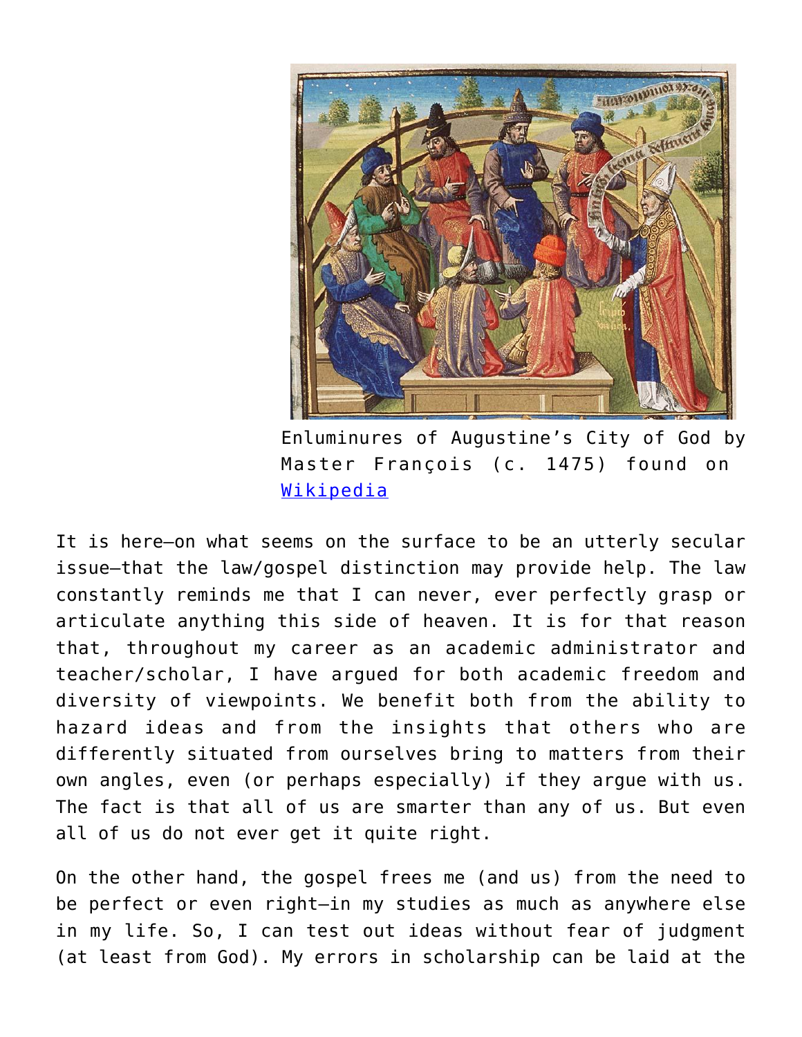Enluminures of Augustine's City of God by Master François (c. 1475) found on [Wikipedia]

It is here—on what seems on the surface to be an utterly secular issue—that the law/gospel distinction may provide help. The law constantly reminds me that I can never, ever perfectly grasp or articulate anything this side of heaven. It is for that reason that, throughout my career as an academic administrator and teacher/scholar, I have argued for both academic freedom and diversity of viewpoints. We benefit both from the ability to hazard ideas and from the insights that others who are differently situated from ourselves bring to matters from their own angles, even (or perhaps especially) if they argue with us. The fact is that all of us are smarter than any of us. But even all of us do not ever get it quite right.

On the other hand, the gospel frees me (and us) from the need to be perfect or even right—in my studies as much as anywhere else in my life. So, I can test out ideas without fear of judgment (at least from God). My errors in scholarship can be laid at the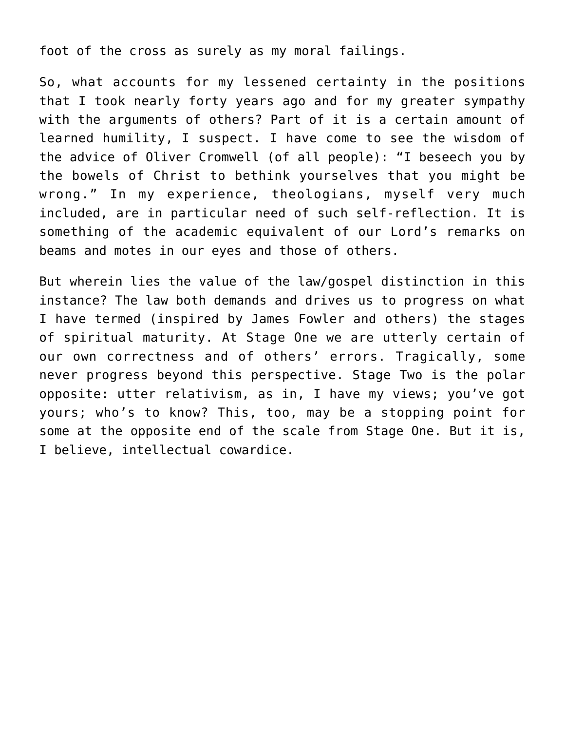foot of the cross as surely as my moral failings.

So, what accounts for my lessened certainty in the positions that I took nearly forty years ago and for my greater sympathy with the arguments of others? Part of it is a certain amount of learned humility, I suspect. I have come to see the wisdom of the advice of Oliver Cromwell (of all people): “I beseech you by the bowels of Christ to bethink yourselves that you might be wrong.” In my experience, theologians, myself very much included, are in particular need of such self-reflection. It is something of the academic equivalent of our Lord’s remarks on beams and motes in our eyes and those of others.

But wherein lies the value of the law/gospel distinction in this instance? The law both demands and drives us to progress on what I have termed (inspired by James Fowler and others) the stages of spiritual maturity. At Stage One we are utterly certain of our own correctness and of others’ errors. Tragically, some never progress beyond this perspective. Stage Two is the polar opposite: utter relativism, as in, I have my views; you’ve got yours; who’s to know? This, too, may be a stopping point for some at the opposite end of the scale from Stage One. But it is, I believe, intellectual cowardice.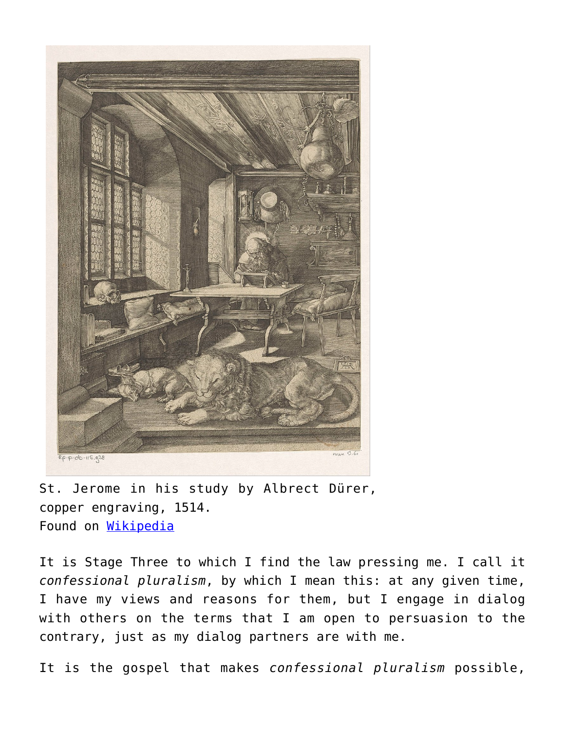St. Jerome in his study by Albrect Dürer, copper engraving, 1514.
Found on [Wikipedia]

It is Stage Three to which I find the law pressing me. I call it *confessional pluralism*, by which I mean this: at any given time, I have my views and reasons for them, but I engage in dialog with others on the terms that I am open to persuasion to the contrary, just as my dialog partners are with me.

It is the gospel that makes *confessional pluralism* possible,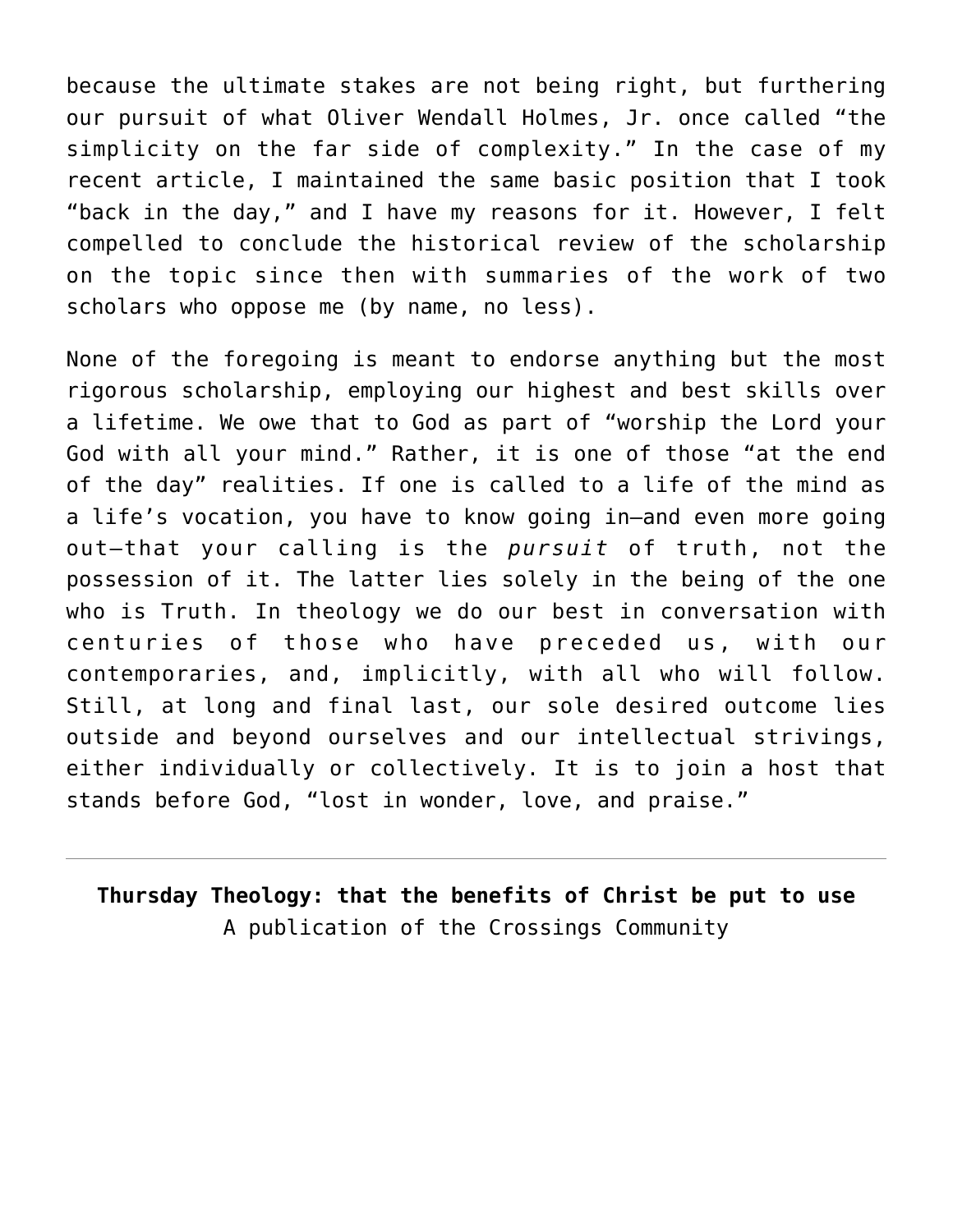because the ultimate stakes are not being right, but furthering our pursuit of what Oliver Wendall Holmes, Jr. once called "the simplicity on the far side of complexity." In the case of my recent article, I maintained the same basic position that I took "back in the day," and I have my reasons for it. However, I felt compelled to conclude the historical review of the scholarship on the topic since then with summaries of the work of two scholars who oppose me (by name, no less).

None of the foregoing is meant to endorse anything but the most rigorous scholarship, employing our highest and best skills over a lifetime. We owe that to God as part of "worship the Lord your God with all your mind." Rather, it is one of those "at the end of the day" realities. If one is called to a life of the mind as a life's vocation, you have to know going in—and even more going out—that your calling is the *pursuit* of truth, not the possession of it. The latter lies solely in the being of the one who is Truth. In theology we do our best in conversation with centuries of those who have preceded us, with our contemporaries, and, implicitly, with all who will follow. Still, at long and final last, our sole desired outcome lies outside and beyond ourselves and our intellectual strivings, either individually or collectively. It is to join a host that stands before God, "lost in wonder, love, and praise."

---

**Thursday Theology: that the benefits of Christ be put to use**
A publication of the Crossings Community